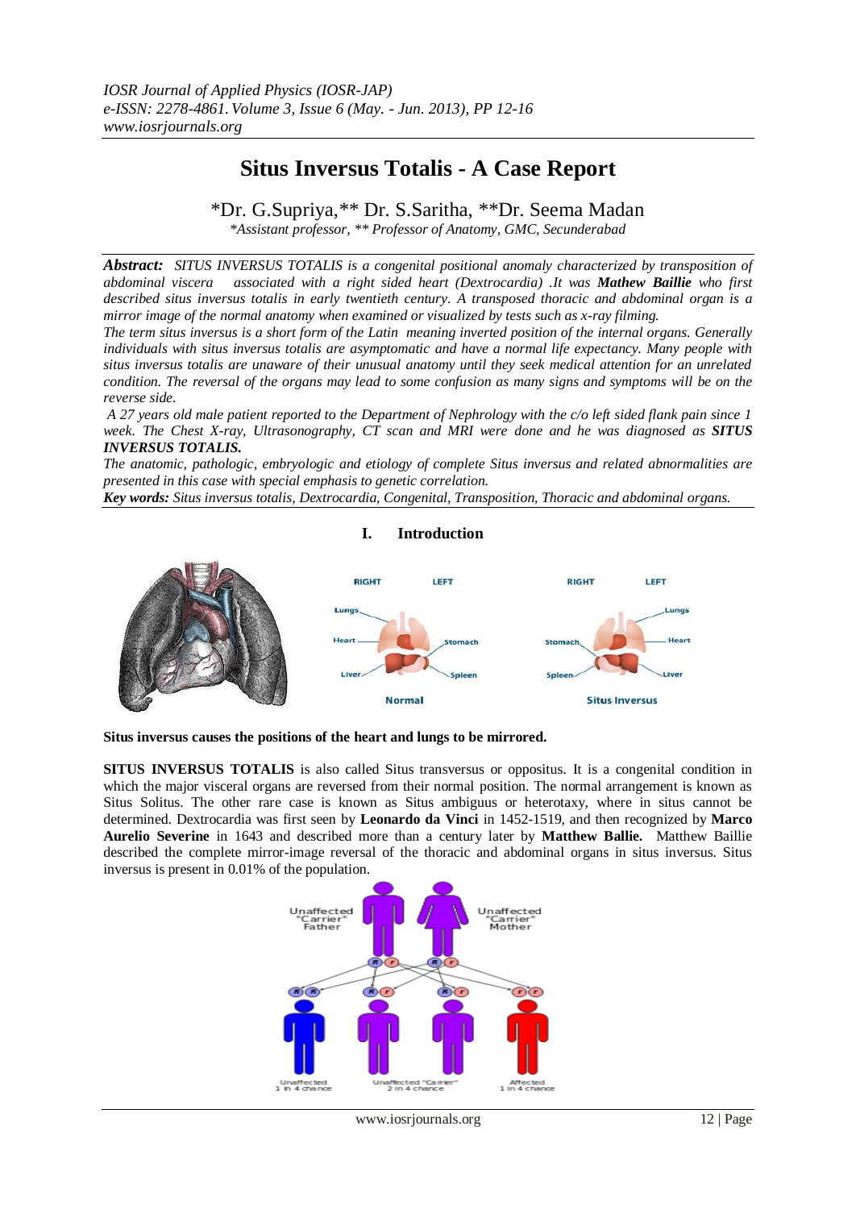# Situs Inversus Totalis - A Case Report

*Dr. G.Supriya,** Dr. S.Saritha, **Dr. Seema Madan

*\*Assistant professor, \*\* Professor of Anatomy, GMC, Secunderabad*

***Abstract:*** *SITUS INVERSUS TOTALIS is a congenital positional anomaly characterized by transposition of abdominal viscera associated with a right sided heart (Dextrocardia) .It was **Mathew Baillie** who first described situs inversus totalis in early twentieth century. A transposed thoracic and abdominal organ is a mirror image of the normal anatomy when examined or visualized by tests such as x-ray filming.*

*The term situs inversus is a short form of the Latin meaning inverted position of the internal organs. Generally individuals with situs inversus totalis are asymptomatic and have a normal life expectancy. Many people with situs inversus totalis are unaware of their unusual anatomy until they seek medical attention for an unrelated condition. The reversal of the organs may lead to some confusion as many signs and symptoms will be on the reverse side.*

*A 27 years old male patient reported to the Department of Nephrology with the c/o left sided flank pain since 1 week. The Chest X-ray, Ultrasonography, CT scan and MRI were done and he was diagnosed as **SITUS INVERSUS TOTALIS.***

*The anatomic, pathologic, embryologic and etiology of complete Situs inversus and related abnormalities are presented in this case with special emphasis to genetic correlation.*

***Key words:*** *Situs inversus totalis, Dextrocardia, Congenital, Transposition, Thoracic and abdominal organs.*

## I. Introduction

**Situs inversus causes the positions of the heart and lungs to be mirrored.**

**SITUS INVERSUS TOTALIS** is also called Situs transversus or oppositus. It is a congenital condition in which the major visceral organs are reversed from their normal position. The normal arrangement is known as Situs Solitus. The other rare case is known as Situs ambiguus or heterotaxy, where in situs cannot be determined. Dextrocardia was first seen by **Leonardo da Vinci** in 1452-1519, and then recognized by **Marco Aurelio Severine** in 1643 and described more than a century later by **Matthew Ballie.** Matthew Baillie described the complete mirror-image reversal of the thoracic and abdominal organs in situs inversus. Situs inversus is present in 0.01% of the population.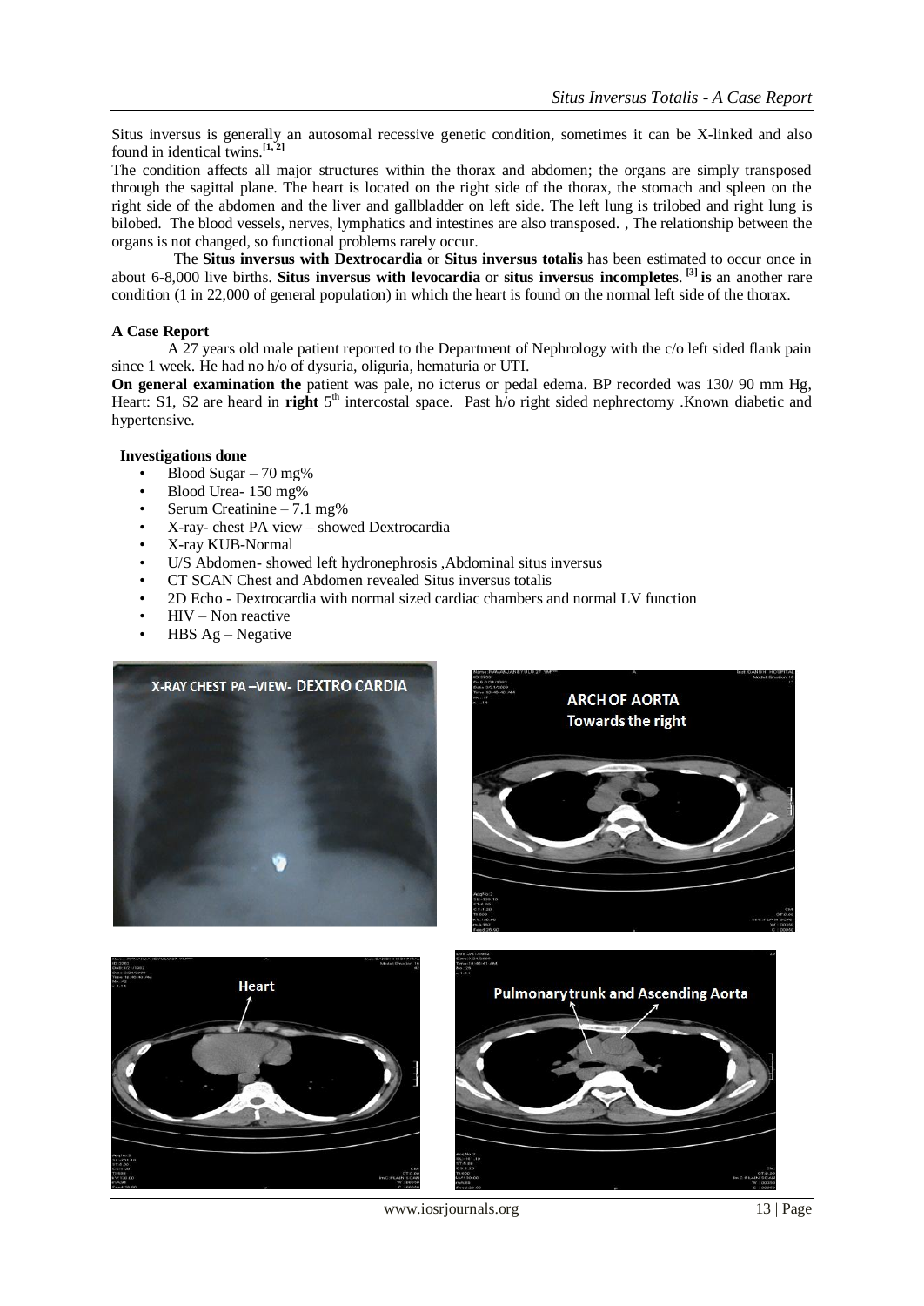Situs inversus is generally an autosomal recessive genetic condition, sometimes it can be X-linked and also found in identical twins.[1, 2]

The condition affects all major structures within the thorax and abdomen; the organs are simply transposed through the sagittal plane. The heart is located on the right side of the thorax, the stomach and spleen on the right side of the abdomen and the liver and gallbladder on left side. The left lung is trilobed and right lung is bilobed. The blood vessels, nerves, lymphatics and intestines are also transposed. , The relationship between the organs is not changed, so functional problems rarely occur.

The **Situs inversus with Dextrocardia** or **Situs inversus totalis** has been estimated to occur once in about 6-8,000 live births. **Situs inversus with levocardia** or **situs inversus incompletes**. [3] **is** an another rare condition (1 in 22,000 of general population) in which the heart is found on the normal left side of the thorax.

**A Case Report**

A 27 years old male patient reported to the Department of Nephrology with the c/o left sided flank pain since 1 week. He had no h/o of dysuria, oliguria, hematuria or UTI.

**On general examination the** patient was pale, no icterus or pedal edema. BP recorded was 130/ 90 mm Hg, Heart: S1, S2 are heard in **right** 5th intercostal space. Past h/o right sided nephrectomy .Known diabetic and hypertensive.

**Investigations done**

- Blood Sugar – 70 mg%
- Blood Urea- 150 mg%
- Serum Creatinine – 7.1 mg%
- X-ray- chest PA view – showed Dextrocardia
- X-ray KUB-Normal
- U/S Abdomen- showed left hydronephrosis ,Abdominal situs inversus
- CT SCAN Chest and Abdomen revealed Situs inversus totalis
- 2D Echo - Dextrocardia with normal sized cardiac chambers and normal LV function
- HIV – Non reactive
- HBS Ag – Negative

X-RAY CHEST PA –VIEW- DEXTRO CARDIA

ARCH OF AORTA Towards the right

Heart

Pulmonary trunk and Ascending Aorta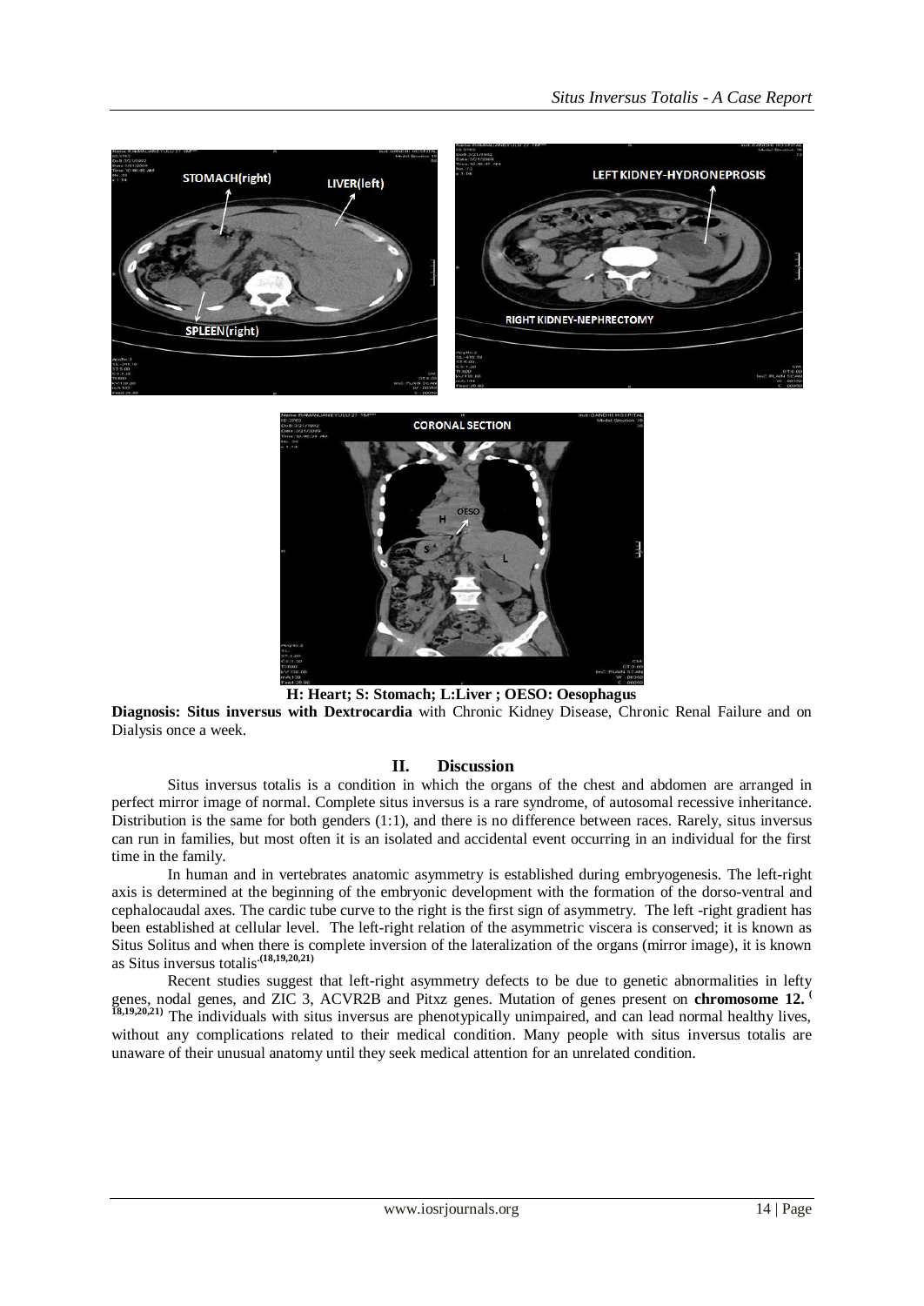**H: Heart; S: Stomach; L:Liver ; OESO: Oesophagus**

**Diagnosis: Situs inversus with Dextrocardia** with Chronic Kidney Disease, Chronic Renal Failure and on Dialysis once a week.

## II. Discussion

Situs inversus totalis is a condition in which the organs of the chest and abdomen are arranged in perfect mirror image of normal. Complete situs inversus is a rare syndrome, of autosomal recessive inheritance. Distribution is the same for both genders (1:1), and there is no difference between races. Rarely, situs inversus can run in families, but most often it is an isolated and accidental event occurring in an individual for the first time in the family.

In human and in vertebrates anatomic asymmetry is established during embryogenesis. The left-right axis is determined at the beginning of the embryonic development with the formation of the dorso-ventral and cephalocaudal axes. The cardic tube curve to the right is the first sign of asymmetry. The left -right gradient has been established at cellular level. The left-right relation of the asymmetric viscera is conserved; it is known as Situs Solitus and when there is complete inversion of the lateralization of the organs (mirror image), it is known as Situs inversus totalis.[18,19,20,21]

Recent studies suggest that left-right asymmetry defects to be due to genetic abnormalities in lefty genes, nodal genes, and ZIC 3, ACVR2B and Pitxz genes. Mutation of genes present on **chromosome 12.** [18,19,20,21] The individuals with situs inversus are phenotypically unimpaired, and can lead normal healthy lives, without any complications related to their medical condition. Many people with situs inversus totalis are unaware of their unusual anatomy until they seek medical attention for an unrelated condition.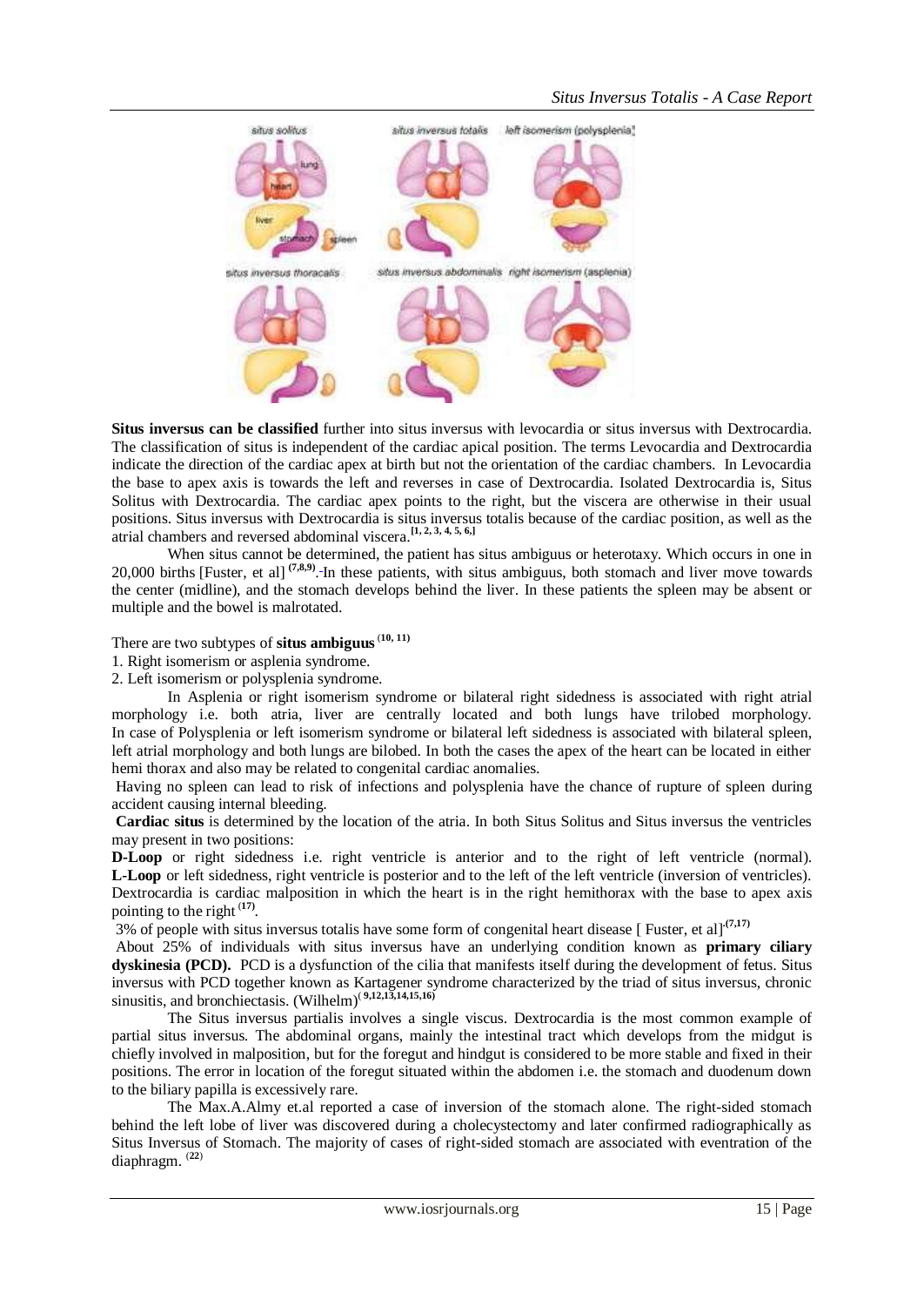**Situs inversus can be classified** further into situs inversus with levocardia or situs inversus with Dextrocardia. The classification of situs is independent of the cardiac apical position. The terms Levocardia and Dextrocardia indicate the direction of the cardiac apex at birth but not the orientation of the cardiac chambers. In Levocardia the base to apex axis is towards the left and reverses in case of Dextrocardia. Isolated Dextrocardia is, Situs Solitus with Dextrocardia. The cardiac apex points to the right, but the viscera are otherwise in their usual positions. Situs inversus with Dextrocardia is situs inversus totalis because of the cardiac position, as well as the atrial chambers and reversed abdominal viscera.[1, 2, 3, 4, 5, 6,]

When situs cannot be determined, the patient has situs ambiguus or heterotaxy. Which occurs in one in 20,000 births [Fuster, et al] (7,8,9). In these patients, with situs ambiguus, both stomach and liver move towards the center (midline), and the stomach develops behind the liver. In these patients the spleen may be absent or multiple and the bowel is malrotated.

There are two subtypes of **situs ambiguus** (10, 11)

1. Right isomerism or asplenia syndrome.
2. Left isomerism or polysplenia syndrome.

In Asplenia or right isomerism syndrome or bilateral right sidedness is associated with right atrial morphology i.e. both atria, liver are centrally located and both lungs have trilobed morphology. In case of Polysplenia or left isomerism syndrome or bilateral left sidedness is associated with bilateral spleen, left atrial morphology and both lungs are bilobed. In both the cases the apex of the heart can be located in either hemi thorax and also may be related to congenital cardiac anomalies.

Having no spleen can lead to risk of infections and polysplenia have the chance of rupture of spleen during accident causing internal bleeding.

**Cardiac situs** is determined by the location of the atria. In both Situs Solitus and Situs inversus the ventricles may present in two positions:

**D-Loop** or right sidedness i.e. right ventricle is anterior and to the right of left ventricle (normal). **L-Loop** or left sidedness, right ventricle is posterior and to the left of the left ventricle (inversion of ventricles). Dextrocardia is cardiac malposition in which the heart is in the right hemithorax with the base to apex axis pointing to the right (17).

3% of people with situs inversus totalis have some form of congenital heart disease [ Fuster, et al] (7,17)

About 25% of individuals with situs inversus have an underlying condition known as **primary ciliary dyskinesia (PCD).** PCD is a dysfunction of the cilia that manifests itself during the development of fetus. Situs inversus with PCD together known as Kartagener syndrome characterized by the triad of situs inversus, chronic sinusitis, and bronchiectasis. (Wilhelm)(9,12,13,14,15,16)

The Situs inversus partialis involves a single viscus. Dextrocardia is the most common example of partial situs inversus. The abdominal organs, mainly the intestinal tract which develops from the midgut is chiefly involved in malposition, but for the foregut and hindgut is considered to be more stable and fixed in their positions. The error in location of the foregut situated within the abdomen i.e. the stomach and duodenum down to the biliary papilla is excessively rare.

The Max.A.Almy et.al reported a case of inversion of the stomach alone. The right-sided stomach behind the left lobe of liver was discovered during a cholecystectomy and later confirmed radiographically as Situs Inversus of Stomach. The majority of cases of right-sided stomach are associated with eventration of the diaphragm. (22)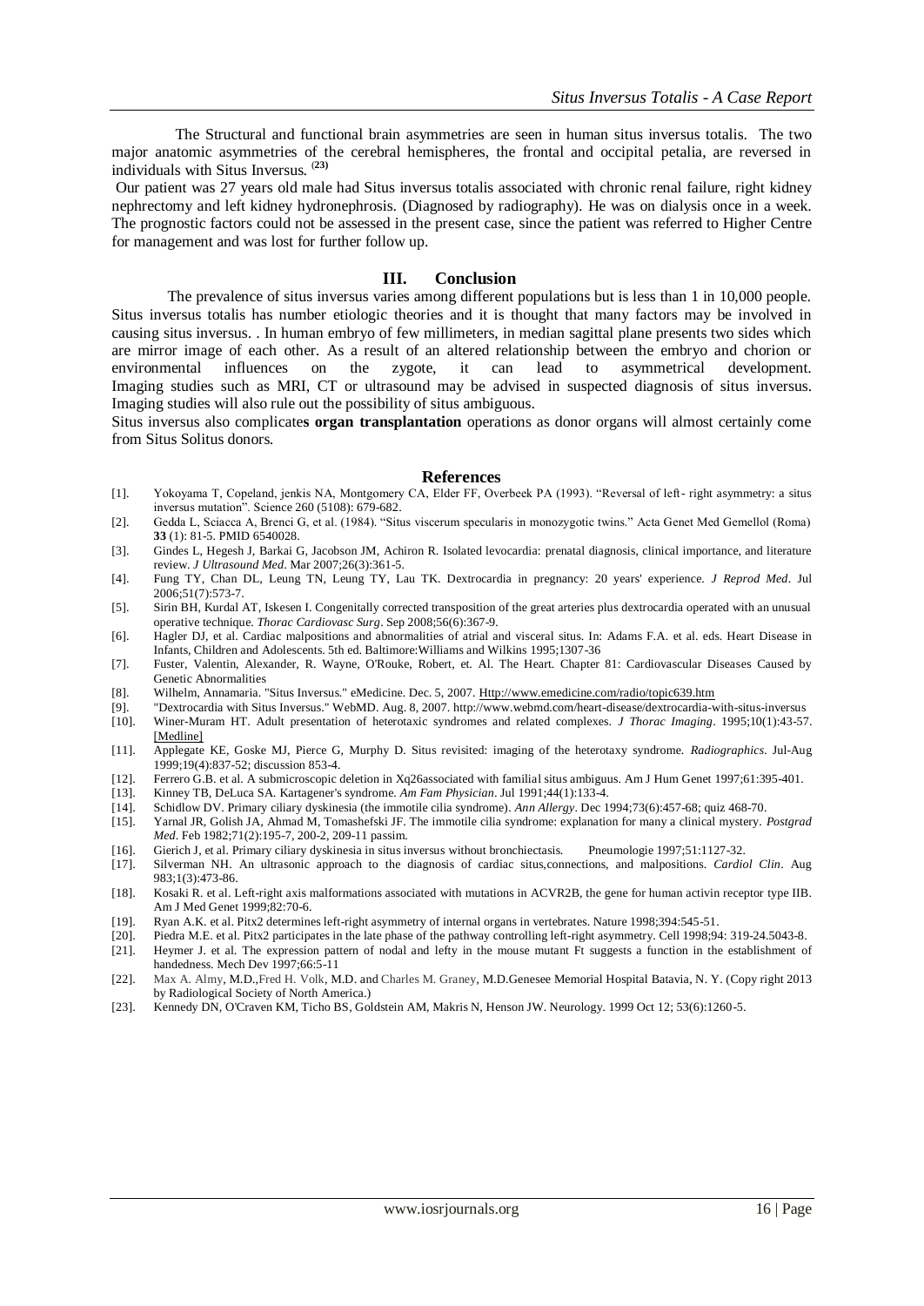The Structural and functional brain asymmetries are seen in human situs inversus totalis. The two major anatomic asymmetries of the cerebral hemispheres, the frontal and occipital petalia, are reversed in individuals with Situs Inversus. [(23)]

Our patient was 27 years old male had Situs inversus totalis associated with chronic renal failure, right kidney nephrectomy and left kidney hydronephrosis. (Diagnosed by radiography). He was on dialysis once in a week. The prognostic factors could not be assessed in the present case, since the patient was referred to Higher Centre for management and was lost for further follow up.

## III. Conclusion

The prevalence of situs inversus varies among different populations but is less than 1 in 10,000 people. Situs inversus totalis has number etiologic theories and it is thought that many factors may be involved in causing situs inversus. . In human embryo of few millimeters, in median sagittal plane presents two sides which are mirror image of each other. As a result of an altered relationship between the embryo and chorion or environmental influences on the zygote, it can lead to asymmetrical development. Imaging studies such as MRI, CT or ultrasound may be advised in suspected diagnosis of situs inversus. Imaging studies will also rule out the possibility of situs ambiguous.

Situs inversus also complicate**s organ transplantation** operations as donor organs will almost certainly come from Situs Solitus donors.

## References

[1]. Yokoyama T, Copeland, jenkis NA, Montgomery CA, Elder FF, Overbeek PA (1993). "Reversal of left- right asymmetry: a situs inversus mutation". Science 260 (5108): 679-682.

[2]. Gedda L, Sciacca A, Brenci G, et al. (1984). "Situs viscerum specularis in monozygotic twins." Acta Genet Med Gemellol (Roma) **33** (1): 81-5. PMID 6540028.

[3]. Gindes L, Hegesh J, Barkai G, Jacobson JM, Achiron R. Isolated levocardia: prenatal diagnosis, clinical importance, and literature review. *J Ultrasound Med*. Mar 2007;26(3):361-5.

[4]. Fung TY, Chan DL, Leung TN, Leung TY, Lau TK. Dextrocardia in pregnancy: 20 years' experience. *J Reprod Med*. Jul 2006;51(7):573-7.

[5]. Sirin BH, Kurdal AT, Iskesen I. Congenitally corrected transposition of the great arteries plus dextrocardia operated with an unusual operative technique. *Thorac Cardiovasc Surg*. Sep 2008;56(6):367-9.

[6]. Hagler DJ, et al. Cardiac malpositions and abnormalities of atrial and visceral situs. In: Adams F.A. et al. eds. Heart Disease in Infants, Children and Adolescents. 5th ed. Baltimore:Williams and Wilkins 1995;1307-36

[7]. Fuster, Valentin, Alexander, R. Wayne, O'Rouke, Robert, et. Al. The Heart. Chapter 81: Cardiovascular Diseases Caused by Genetic Abnormalities

[8]. Wilhelm, Annamaria. "Situs Inversus." eMedicine. Dec. 5, 2007. Http://www.emedicine.com/radio/topic639.htm

[9]. "Dextrocardia with Situs Inversus." WebMD. Aug. 8, 2007. http://www.webmd.com/heart-disease/dextrocardia-with-situs-inversus

[10]. Winer-Muram HT. Adult presentation of heterotaxic syndromes and related complexes. *J Thorac Imaging*. 1995;10(1):43-57. [Medline]

[11]. Applegate KE, Goske MJ, Pierce G, Murphy D. Situs revisited: imaging of the heterotaxy syndrome. *Radiographics*. Jul-Aug 1999;19(4):837-52; discussion 853-4.

[12]. Ferrero G.B. et al. A submicroscopic deletion in Xq26associated with familial situs ambiguus. Am J Hum Genet 1997;61:395-401.

[13]. Kinney TB, DeLuca SA. Kartagener's syndrome. *Am Fam Physician*. Jul 1991;44(1):133-4.

[14]. Schidlow DV. Primary ciliary dyskinesia (the immotile cilia syndrome). *Ann Allergy*. Dec 1994;73(6):457-68; quiz 468-70.

[15]. Yarnal JR, Golish JA, Ahmad M, Tomashefski JF. The immotile cilia syndrome: explanation for many a clinical mystery. *Postgrad Med*. Feb 1982;71(2):195-7, 200-2, 209-11 passim.

[16]. Gierich J, et al. Primary ciliary dyskinesia in situs inversus without bronchiectasis. Pneumologie 1997;51:1127-32.

[17]. Silverman NH. An ultrasonic approach to the diagnosis of cardiac situs,connections, and malpositions. *Cardiol Clin*. Aug 983;1(3):473-86.

[18]. Kosaki R. et al. Left-right axis malformations associated with mutations in ACVR2B, the gene for human activin receptor type IIB. Am J Med Genet 1999;82:70-6.

[19]. Ryan A.K. et al. Pitx2 determines left-right asymmetry of internal organs in vertebrates. Nature 1998;394:545-51.

[20]. Piedra M.E. et al. Pitx2 participates in the late phase of the pathway controlling left-right asymmetry. Cell 1998;94: 319-24.5043-8.

[21]. Heymer J. et al. The expression pattern of nodal and lefty in the mouse mutant Ft suggests a function in the establishment of handedness. Mech Dev 1997;66:5-11

[22]. Max A. Almy, M.D.,Fred H. Volk, M.D. and Charles M. Graney, M.D.Genesee Memorial Hospital Batavia, N. Y. (Copy right 2013 by Radiological Society of North America.)

[23]. Kennedy DN, O'Craven KM, Ticho BS, Goldstein AM, Makris N, Henson JW. Neurology. 1999 Oct 12; 53(6):1260-5.